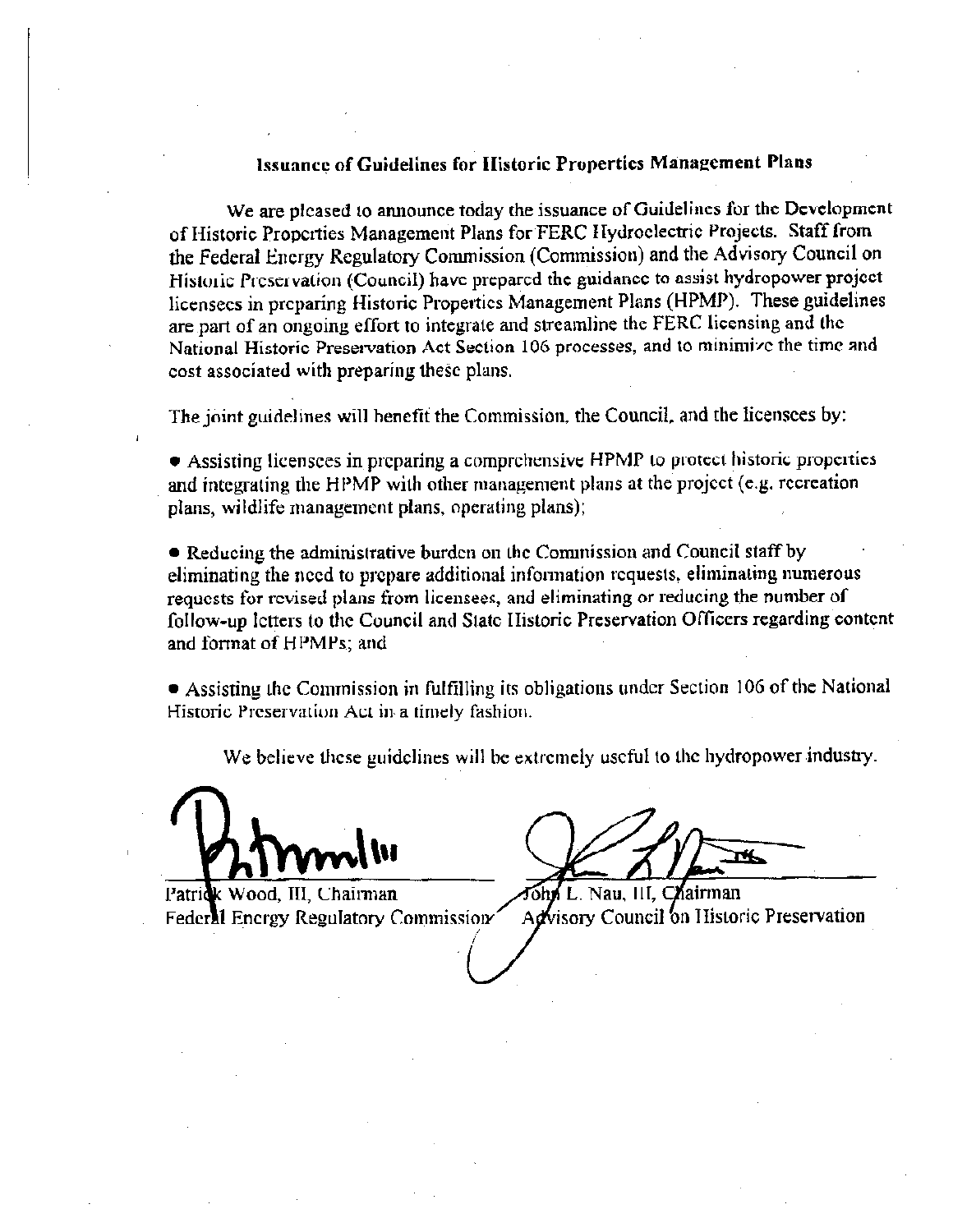## Issuance of Guidelines for Historic Properties Management Plans

We are pleased to announce today the issuance of Guidelines for the Development of Historic Properties Management Plans for FERC Hydroelectric Projects. Staff from the Federal Energy Regulatory Commission (Commission) and the Advisory Council on Historic Preservation (Council) have prepared the guidance to assist hydropower project licensees in preparing Historic Properties Management Plans (HPMP). These guidelines are part of an ongoing effort to integrate and streamline the FERC licensing and the National Historic Preservation Act Section 106 processes, and to minimize the time and cost associated with preparing these plans.

The joint guidelines will benefit the Commission, the Council, and the licensees by:

- Assisting licensees in preparing a comprehensive HPMP to protect historic properties and integrating the HPMP with other management plans at the project (e.g. recreation plans, wildlife management plans, operating plans);

- Reducing the administrative burden on the Commission and Council staff by eliminating the need to prepare additional information requests, eliminating numerous requests for revised plans from licensees, and eliminating or reducing the number of follow-up letters to the Council and State Historic Preservation Officers regarding content and format of HPMPs; and

- Assisting the Commission in fulfilling its obligations under Section 106 of the National Historic Preservation Act in a timely fashion.

We believe these guidelines will be extremely useful to the hydropower industry.

Patrick Wood, III, Chairman
Federal Energy Regulatory Commission

John L. Nau, III, Chairman
Advisory Council on Historic Preservation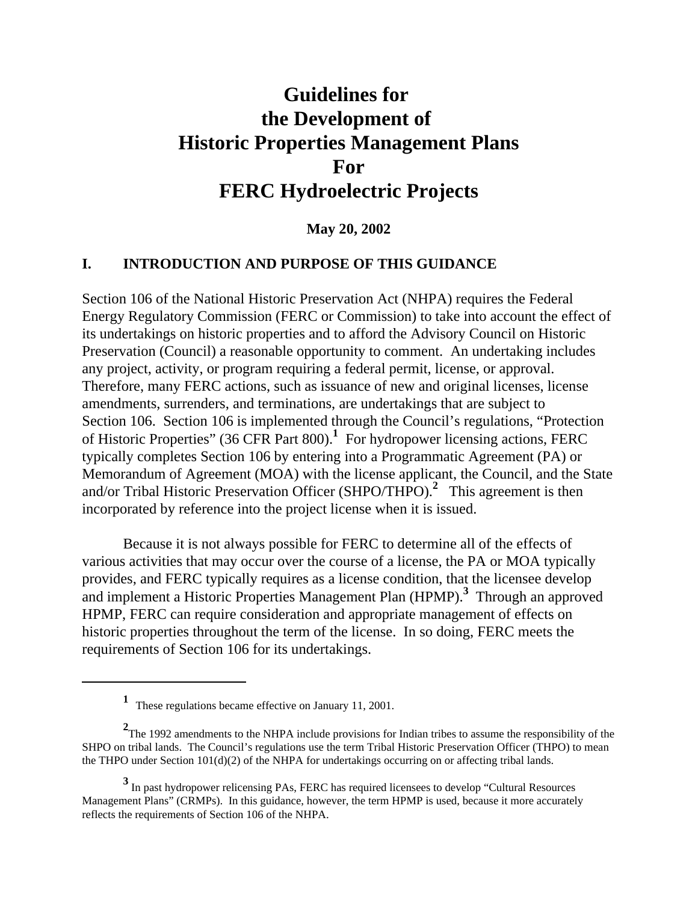# Guidelines for the Development of Historic Properties Management Plans For FERC Hydroelectric Projects

**May 20, 2002**

## I. INTRODUCTION AND PURPOSE OF THIS GUIDANCE

Section 106 of the National Historic Preservation Act (NHPA) requires the Federal Energy Regulatory Commission (FERC or Commission) to take into account the effect of its undertakings on historic properties and to afford the Advisory Council on Historic Preservation (Council) a reasonable opportunity to comment. An undertaking includes any project, activity, or program requiring a federal permit, license, or approval. Therefore, many FERC actions, such as issuance of new and original licenses, license amendments, surrenders, and terminations, are undertakings that are subject to Section 106. Section 106 is implemented through the Council's regulations, "Protection of Historic Properties" (36 CFR Part 800).[1] For hydropower licensing actions, FERC typically completes Section 106 by entering into a Programmatic Agreement (PA) or Memorandum of Agreement (MOA) with the license applicant, the Council, and the State and/or Tribal Historic Preservation Officer (SHPO/THPO).[2] This agreement is then incorporated by reference into the project license when it is issued.

Because it is not always possible for FERC to determine all of the effects of various activities that may occur over the course of a license, the PA or MOA typically provides, and FERC typically requires as a license condition, that the licensee develop and implement a Historic Properties Management Plan (HPMP).[3] Through an approved HPMP, FERC can require consideration and appropriate management of effects on historic properties throughout the term of the license. In so doing, FERC meets the requirements of Section 106 for its undertakings.

---

[1] These regulations became effective on January 11, 2001.

[2] The 1992 amendments to the NHPA include provisions for Indian tribes to assume the responsibility of the SHPO on tribal lands. The Council's regulations use the term Tribal Historic Preservation Officer (THPO) to mean the THPO under Section 101(d)(2) of the NHPA for undertakings occurring on or affecting tribal lands.

[3] In past hydropower relicensing PAs, FERC has required licensees to develop "Cultural Resources Management Plans" (CRMPs). In this guidance, however, the term HPMP is used, because it more accurately reflects the requirements of Section 106 of the NHPA.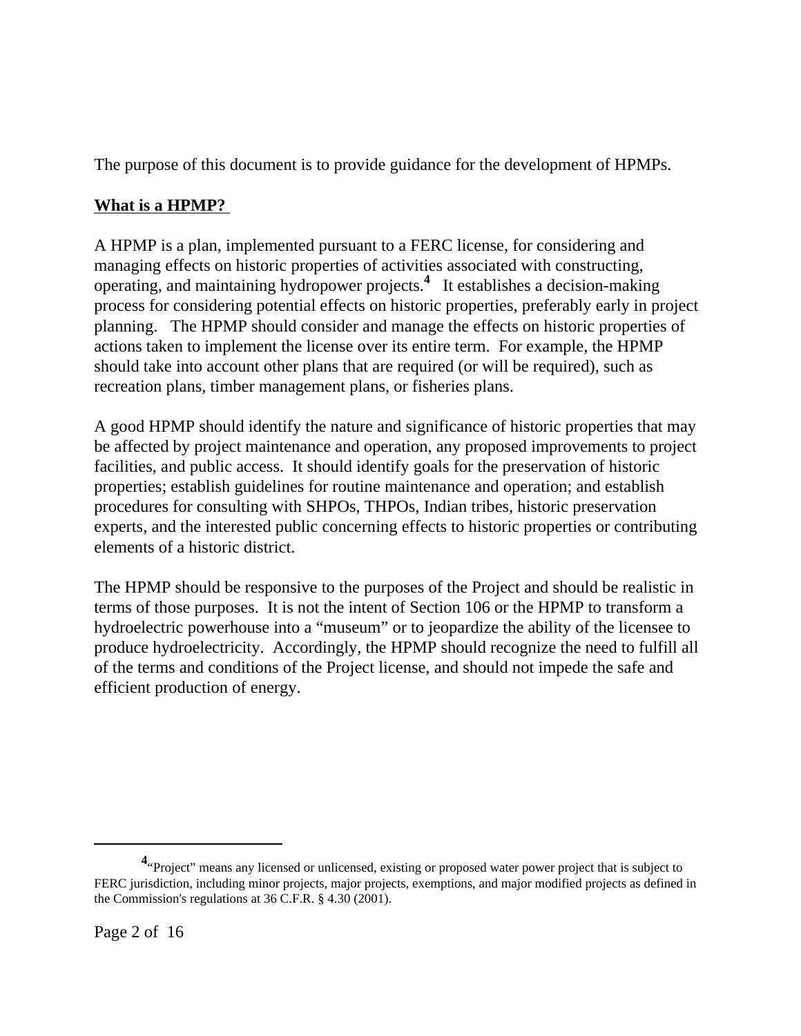The purpose of this document is to provide guidance for the development of HPMPs.

**What is a HPMP?**

A HPMP is a plan, implemented pursuant to a FERC license, for considering and managing effects on historic properties of activities associated with constructing, operating, and maintaining hydropower projects.[4] It establishes a decision-making process for considering potential effects on historic properties, preferably early in project planning. The HPMP should consider and manage the effects on historic properties of actions taken to implement the license over its entire term. For example, the HPMP should take into account other plans that are required (or will be required), such as recreation plans, timber management plans, or fisheries plans.

A good HPMP should identify the nature and significance of historic properties that may be affected by project maintenance and operation, any proposed improvements to project facilities, and public access. It should identify goals for the preservation of historic properties; establish guidelines for routine maintenance and operation; and establish procedures for consulting with SHPOs, THPOs, Indian tribes, historic preservation experts, and the interested public concerning effects to historic properties or contributing elements of a historic district.

The HPMP should be responsive to the purposes of the Project and should be realistic in terms of those purposes. It is not the intent of Section 106 or the HPMP to transform a hydroelectric powerhouse into a "museum" or to jeopardize the ability of the licensee to produce hydroelectricity. Accordingly, the HPMP should recognize the need to fulfill all of the terms and conditions of the Project license, and should not impede the safe and efficient production of energy.

---

[4] "Project" means any licensed or unlicensed, existing or proposed water power project that is subject to FERC jurisdiction, including minor projects, major projects, exemptions, and major modified projects as defined in the Commission's regulations at 36 C.F.R. § 4.30 (2001).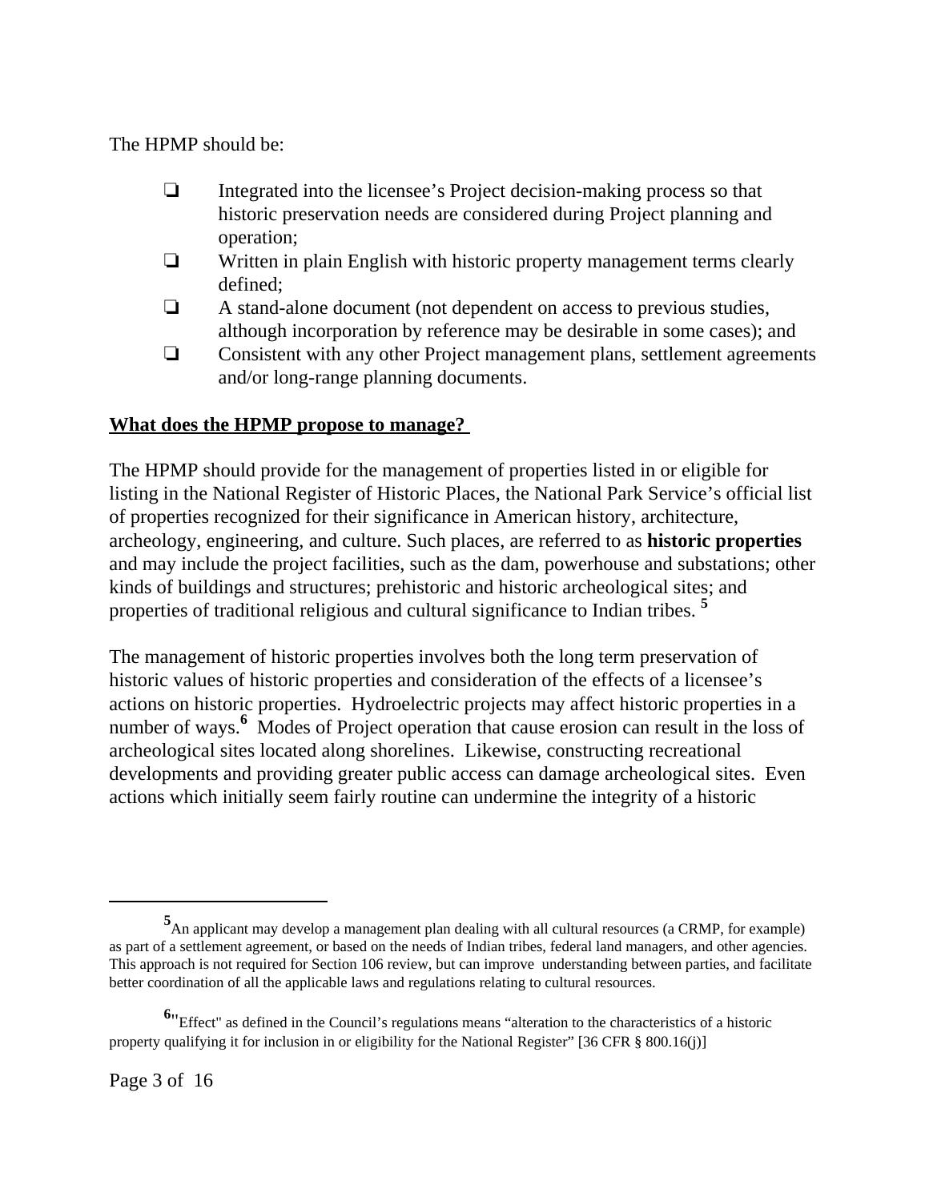The HPMP should be:

- ❑ Integrated into the licensee's Project decision-making process so that historic preservation needs are considered during Project planning and operation;
- ❑ Written in plain English with historic property management terms clearly defined;
- ❑ A stand-alone document (not dependent on access to previous studies, although incorporation by reference may be desirable in some cases); and
- ❑ Consistent with any other Project management plans, settlement agreements and/or long-range planning documents.

**What does the HPMP propose to manage?**

The HPMP should provide for the management of properties listed in or eligible for listing in the National Register of Historic Places, the National Park Service's official list of properties recognized for their significance in American history, architecture, archeology, engineering, and culture. Such places, are referred to as **historic properties** and may include the project facilities, such as the dam, powerhouse and substations; other kinds of buildings and structures; prehistoric and historic archeological sites; and properties of traditional religious and cultural significance to Indian tribes. [5]

The management of historic properties involves both the long term preservation of historic values of historic properties and consideration of the effects of a licensee's actions on historic properties. Hydroelectric projects may affect historic properties in a number of ways.[6] Modes of Project operation that cause erosion can result in the loss of archeological sites located along shorelines. Likewise, constructing recreational developments and providing greater public access can damage archeological sites. Even actions which initially seem fairly routine can undermine the integrity of a historic

---

[5] An applicant may develop a management plan dealing with all cultural resources (a CRMP, for example) as part of a settlement agreement, or based on the needs of Indian tribes, federal land managers, and other agencies. This approach is not required for Section 106 review, but can improve understanding between parties, and facilitate better coordination of all the applicable laws and regulations relating to cultural resources.

[6] "Effect" as defined in the Council's regulations means "alteration to the characteristics of a historic property qualifying it for inclusion in or eligibility for the National Register" [36 CFR § 800.16(j)]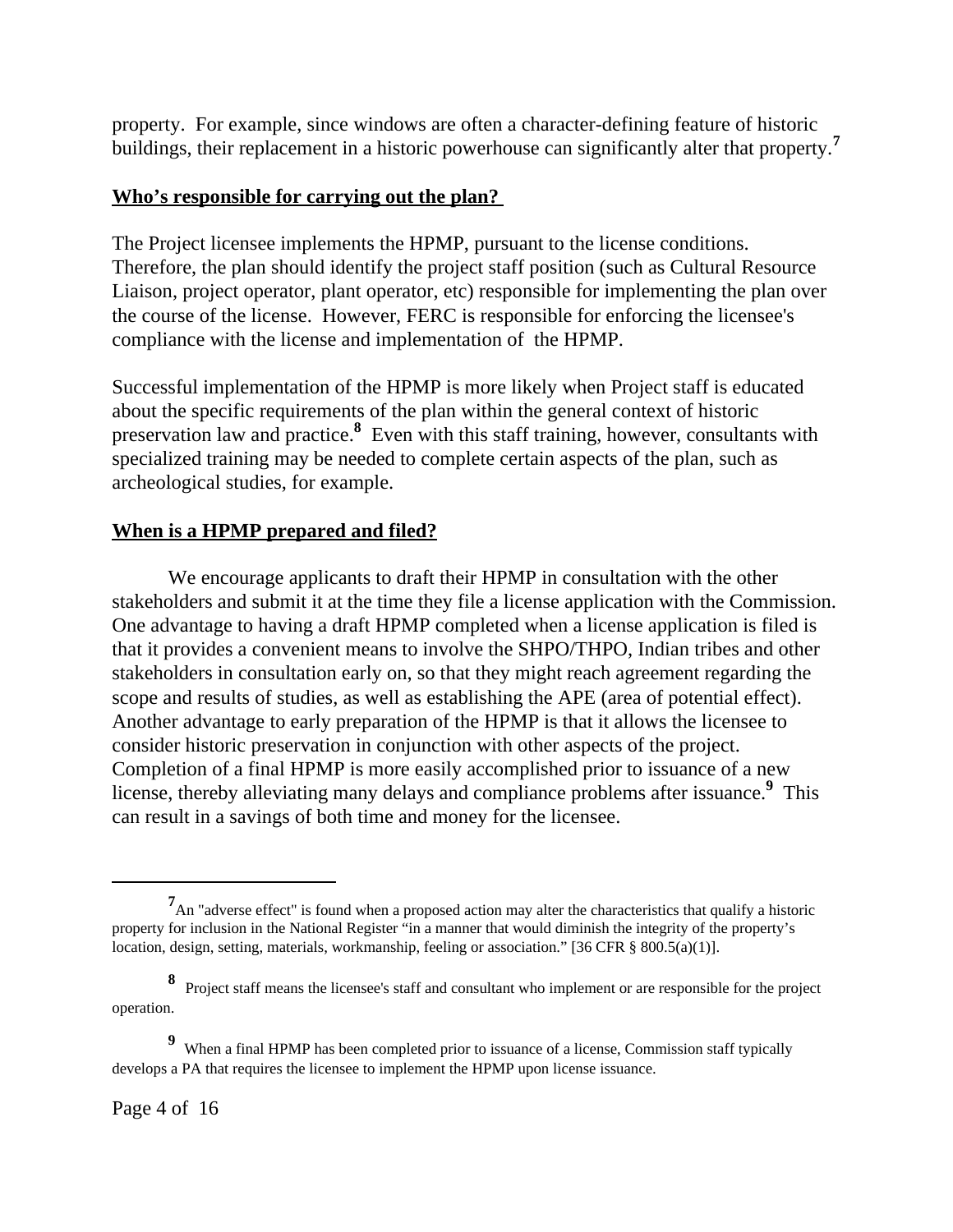property. For example, since windows are often a character-defining feature of historic buildings, their replacement in a historic powerhouse can significantly alter that property.[7]

**Who's responsible for carrying out the plan?**

The Project licensee implements the HPMP, pursuant to the license conditions. Therefore, the plan should identify the project staff position (such as Cultural Resource Liaison, project operator, plant operator, etc) responsible for implementing the plan over the course of the license. However, FERC is responsible for enforcing the licensee's compliance with the license and implementation of the HPMP.

Successful implementation of the HPMP is more likely when Project staff is educated about the specific requirements of the plan within the general context of historic preservation law and practice.[8] Even with this staff training, however, consultants with specialized training may be needed to complete certain aspects of the plan, such as archeological studies, for example.

**When is a HPMP prepared and filed?**

We encourage applicants to draft their HPMP in consultation with the other stakeholders and submit it at the time they file a license application with the Commission. One advantage to having a draft HPMP completed when a license application is filed is that it provides a convenient means to involve the SHPO/THPO, Indian tribes and other stakeholders in consultation early on, so that they might reach agreement regarding the scope and results of studies, as well as establishing the APE (area of potential effect). Another advantage to early preparation of the HPMP is that it allows the licensee to consider historic preservation in conjunction with other aspects of the project. Completion of a final HPMP is more easily accomplished prior to issuance of a new license, thereby alleviating many delays and compliance problems after issuance.[9] This can result in a savings of both time and money for the licensee.

---

[7] An "adverse effect" is found when a proposed action may alter the characteristics that qualify a historic property for inclusion in the National Register "in a manner that would diminish the integrity of the property's location, design, setting, materials, workmanship, feeling or association." [36 CFR § 800.5(a)(1)].

[8] Project staff means the licensee's staff and consultant who implement or are responsible for the project operation.

[9] When a final HPMP has been completed prior to issuance of a license, Commission staff typically develops a PA that requires the licensee to implement the HPMP upon license issuance.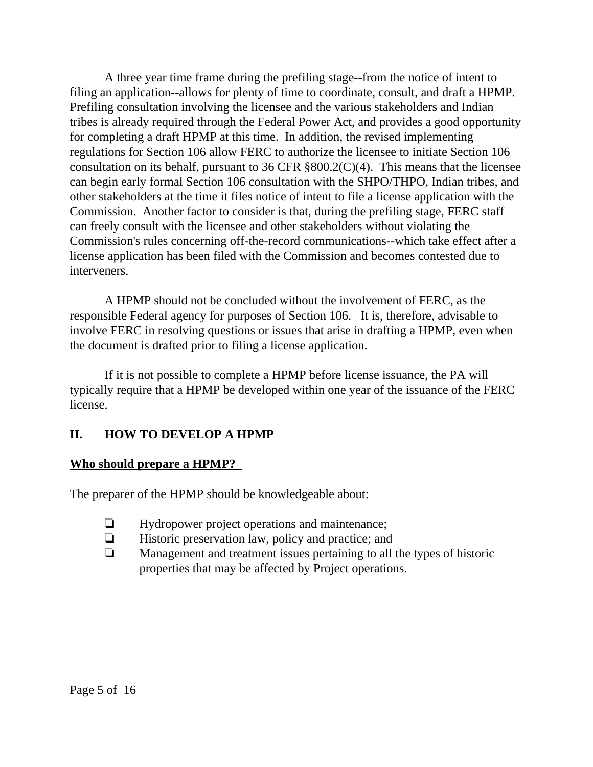A three year time frame during the prefiling stage--from the notice of intent to filing an application--allows for plenty of time to coordinate, consult, and draft a HPMP. Prefiling consultation involving the licensee and the various stakeholders and Indian tribes is already required through the Federal Power Act, and provides a good opportunity for completing a draft HPMP at this time. In addition, the revised implementing regulations for Section 106 allow FERC to authorize the licensee to initiate Section 106 consultation on its behalf, pursuant to 36 CFR §800.2(C)(4). This means that the licensee can begin early formal Section 106 consultation with the SHPO/THPO, Indian tribes, and other stakeholders at the time it files notice of intent to file a license application with the Commission. Another factor to consider is that, during the prefiling stage, FERC staff can freely consult with the licensee and other stakeholders without violating the Commission's rules concerning off-the-record communications--which take effect after a license application has been filed with the Commission and becomes contested due to interveners.

A HPMP should not be concluded without the involvement of FERC, as the responsible Federal agency for purposes of Section 106. It is, therefore, advisable to involve FERC in resolving questions or issues that arise in drafting a HPMP, even when the document is drafted prior to filing a license application.

If it is not possible to complete a HPMP before license issuance, the PA will typically require that a HPMP be developed within one year of the issuance of the FERC license.

## II. HOW TO DEVELOP A HPMP

**Who should prepare a HPMP?**

The preparer of the HPMP should be knowledgeable about:

- ❑ Hydropower project operations and maintenance;
- ❑ Historic preservation law, policy and practice; and
- ❑ Management and treatment issues pertaining to all the types of historic properties that may be affected by Project operations.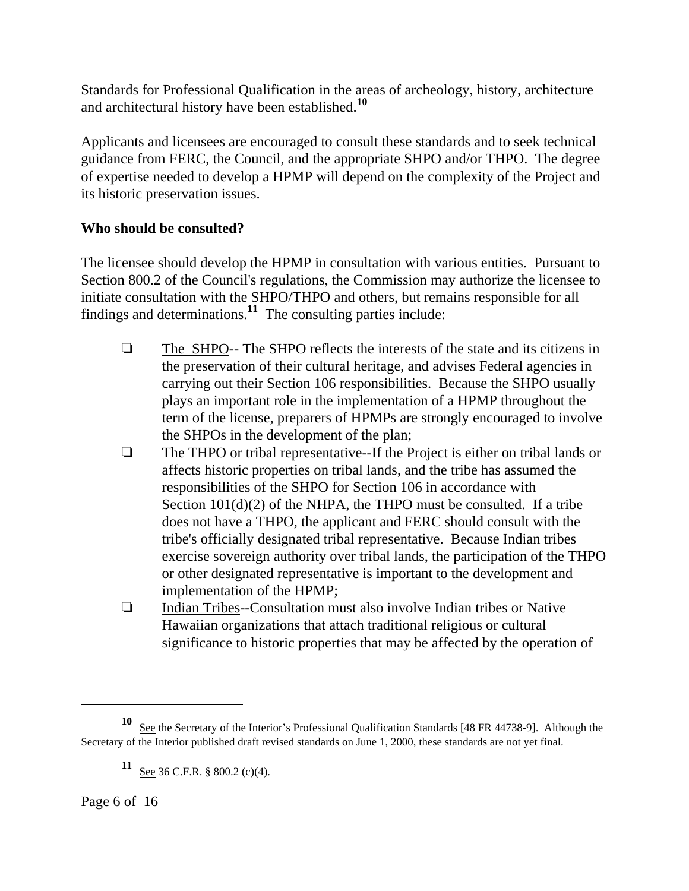Standards for Professional Qualification in the areas of archeology, history, architecture and architectural history have been established.[10]

Applicants and licensees are encouraged to consult these standards and to seek technical guidance from FERC, the Council, and the appropriate SHPO and/or THPO. The degree of expertise needed to develop a HPMP will depend on the complexity of the Project and its historic preservation issues.

**Who should be consulted?**

The licensee should develop the HPMP in consultation with various entities. Pursuant to Section 800.2 of the Council's regulations, the Commission may authorize the licensee to initiate consultation with the SHPO/THPO and others, but remains responsible for all findings and determinations.[11] The consulting parties include:

- ❏ The SHPO-- The SHPO reflects the interests of the state and its citizens in the preservation of their cultural heritage, and advises Federal agencies in carrying out their Section 106 responsibilities. Because the SHPO usually plays an important role in the implementation of a HPMP throughout the term of the license, preparers of HPMPs are strongly encouraged to involve the SHPOs in the development of the plan;
- ❏ The THPO or tribal representative--If the Project is either on tribal lands or affects historic properties on tribal lands, and the tribe has assumed the responsibilities of the SHPO for Section 106 in accordance with Section 101(d)(2) of the NHPA, the THPO must be consulted. If a tribe does not have a THPO, the applicant and FERC should consult with the tribe's officially designated tribal representative. Because Indian tribes exercise sovereign authority over tribal lands, the participation of the THPO or other designated representative is important to the development and implementation of the HPMP;
- ❏ Indian Tribes--Consultation must also involve Indian tribes or Native Hawaiian organizations that attach traditional religious or cultural significance to historic properties that may be affected by the operation of

---

[10] See the Secretary of the Interior's Professional Qualification Standards [48 FR 44738-9]. Although the Secretary of the Interior published draft revised standards on June 1, 2000, these standards are not yet final.

[11] See 36 C.F.R. § 800.2 (c)(4).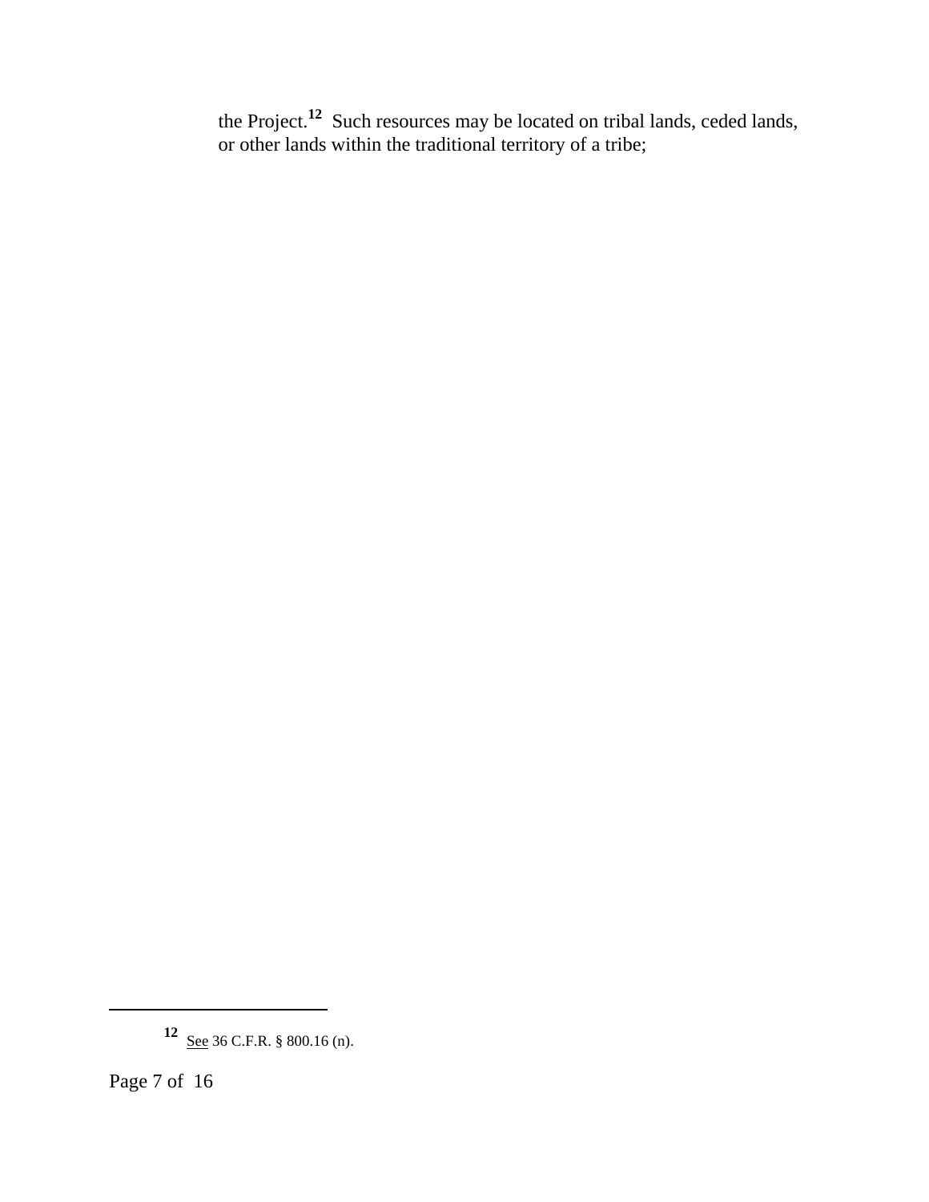the Project.[12] Such resources may be located on tribal lands, ceded lands, or other lands within the traditional territory of a tribe;

[12] See 36 C.F.R. § 800.16 (n).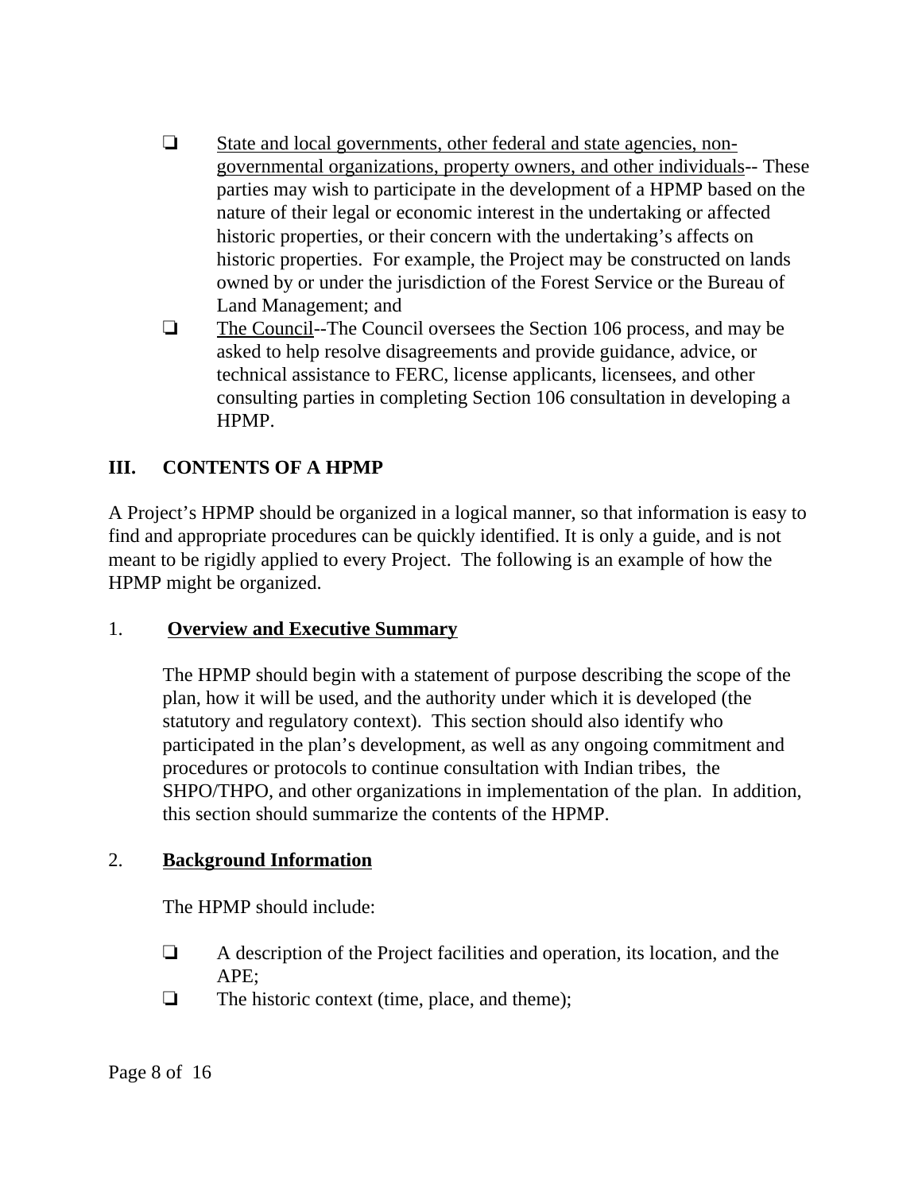- <u>State and local governments, other federal and state agencies, non-governmental organizations, property owners, and other individuals</u>-- These parties may wish to participate in the development of a HPMP based on the nature of their legal or economic interest in the undertaking or affected historic properties, or their concern with the undertaking's affects on historic properties. For example, the Project may be constructed on lands owned by or under the jurisdiction of the Forest Service or the Bureau of Land Management; and
- <u>The Council</u>--The Council oversees the Section 106 process, and may be asked to help resolve disagreements and provide guidance, advice, or technical assistance to FERC, license applicants, licensees, and other consulting parties in completing Section 106 consultation in developing a HPMP.

## III. CONTENTS OF A HPMP

A Project's HPMP should be organized in a logical manner, so that information is easy to find and appropriate procedures can be quickly identified. It is only a guide, and is not meant to be rigidly applied to every Project. The following is an example of how the HPMP might be organized.

### 1. Overview and Executive Summary

The HPMP should begin with a statement of purpose describing the scope of the plan, how it will be used, and the authority under which it is developed (the statutory and regulatory context). This section should also identify who participated in the plan's development, as well as any ongoing commitment and procedures or protocols to continue consultation with Indian tribes, the SHPO/THPO, and other organizations in implementation of the plan. In addition, this section should summarize the contents of the HPMP.

### 2. Background Information

The HPMP should include:

- A description of the Project facilities and operation, its location, and the APE;
- The historic context (time, place, and theme);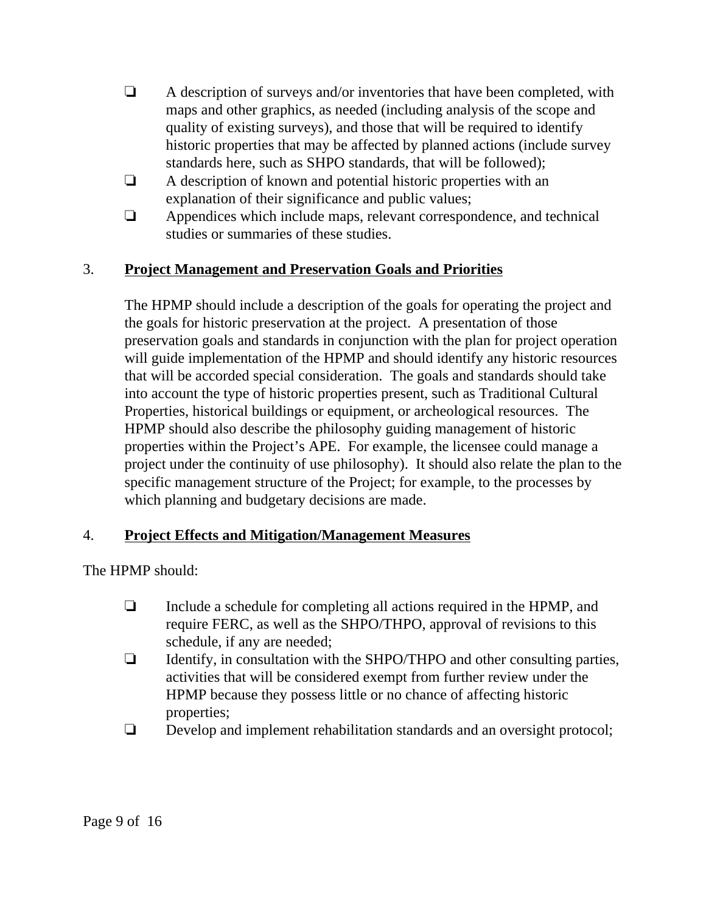- A description of surveys and/or inventories that have been completed, with maps and other graphics, as needed (including analysis of the scope and quality of existing surveys), and those that will be required to identify historic properties that may be affected by planned actions (include survey standards here, such as SHPO standards, that will be followed);
- A description of known and potential historic properties with an explanation of their significance and public values;
- Appendices which include maps, relevant correspondence, and technical studies or summaries of these studies.

3. **<u>Project Management and Preservation Goals and Priorities</u>**

The HPMP should include a description of the goals for operating the project and the goals for historic preservation at the project. A presentation of those preservation goals and standards in conjunction with the plan for project operation will guide implementation of the HPMP and should identify any historic resources that will be accorded special consideration. The goals and standards should take into account the type of historic properties present, such as Traditional Cultural Properties, historical buildings or equipment, or archeological resources. The HPMP should also describe the philosophy guiding management of historic properties within the Project's APE. For example, the licensee could manage a project under the continuity of use philosophy). It should also relate the plan to the specific management structure of the Project; for example, to the processes by which planning and budgetary decisions are made.

4. **<u>Project Effects and Mitigation/Management Measures</u>**

The HPMP should:

- Include a schedule for completing all actions required in the HPMP, and require FERC, as well as the SHPO/THPO, approval of revisions to this schedule, if any are needed;
- Identify, in consultation with the SHPO/THPO and other consulting parties, activities that will be considered exempt from further review under the HPMP because they possess little or no chance of affecting historic properties;
- Develop and implement rehabilitation standards and an oversight protocol;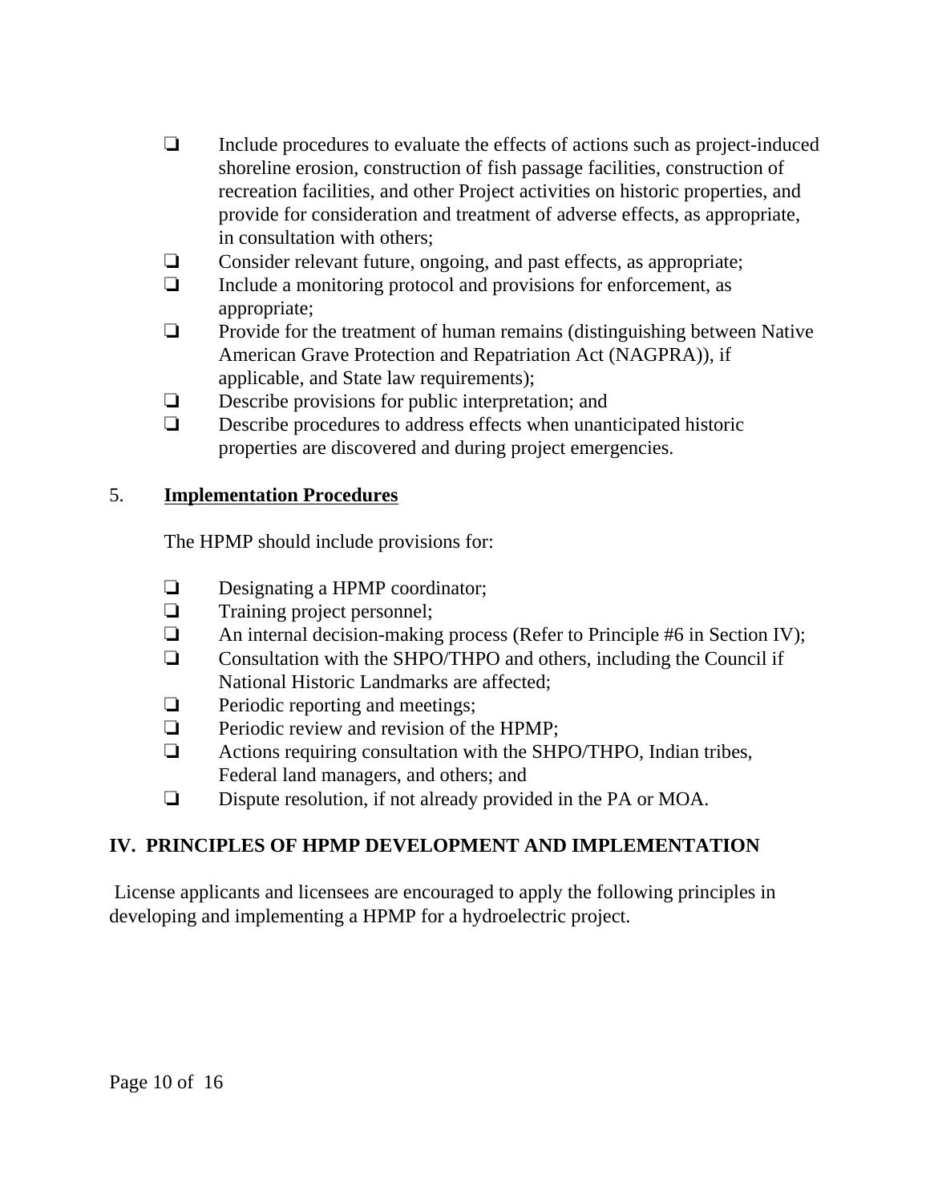- ❏ Include procedures to evaluate the effects of actions such as project-induced shoreline erosion, construction of fish passage facilities, construction of recreation facilities, and other Project activities on historic properties, and provide for consideration and treatment of adverse effects, as appropriate, in consultation with others;
- ❏ Consider relevant future, ongoing, and past effects, as appropriate;
- ❏ Include a monitoring protocol and provisions for enforcement, as appropriate;
- ❏ Provide for the treatment of human remains (distinguishing between Native American Grave Protection and Repatriation Act (NAGPRA)), if applicable, and State law requirements);
- ❏ Describe provisions for public interpretation; and
- ❏ Describe procedures to address effects when unanticipated historic properties are discovered and during project emergencies.

5. **<u>Implementation Procedures</u>**

The HPMP should include provisions for:

- ❏ Designating a HPMP coordinator;
- ❏ Training project personnel;
- ❏ An internal decision-making process (Refer to Principle #6 in Section IV);
- ❏ Consultation with the SHPO/THPO and others, including the Council if National Historic Landmarks are affected;
- ❏ Periodic reporting and meetings;
- ❏ Periodic review and revision of the HPMP;
- ❏ Actions requiring consultation with the SHPO/THPO, Indian tribes, Federal land managers, and others; and
- ❏ Dispute resolution, if not already provided in the PA or MOA.

## IV. PRINCIPLES OF HPMP DEVELOPMENT AND IMPLEMENTATION

License applicants and licensees are encouraged to apply the following principles in developing and implementing a HPMP for a hydroelectric project.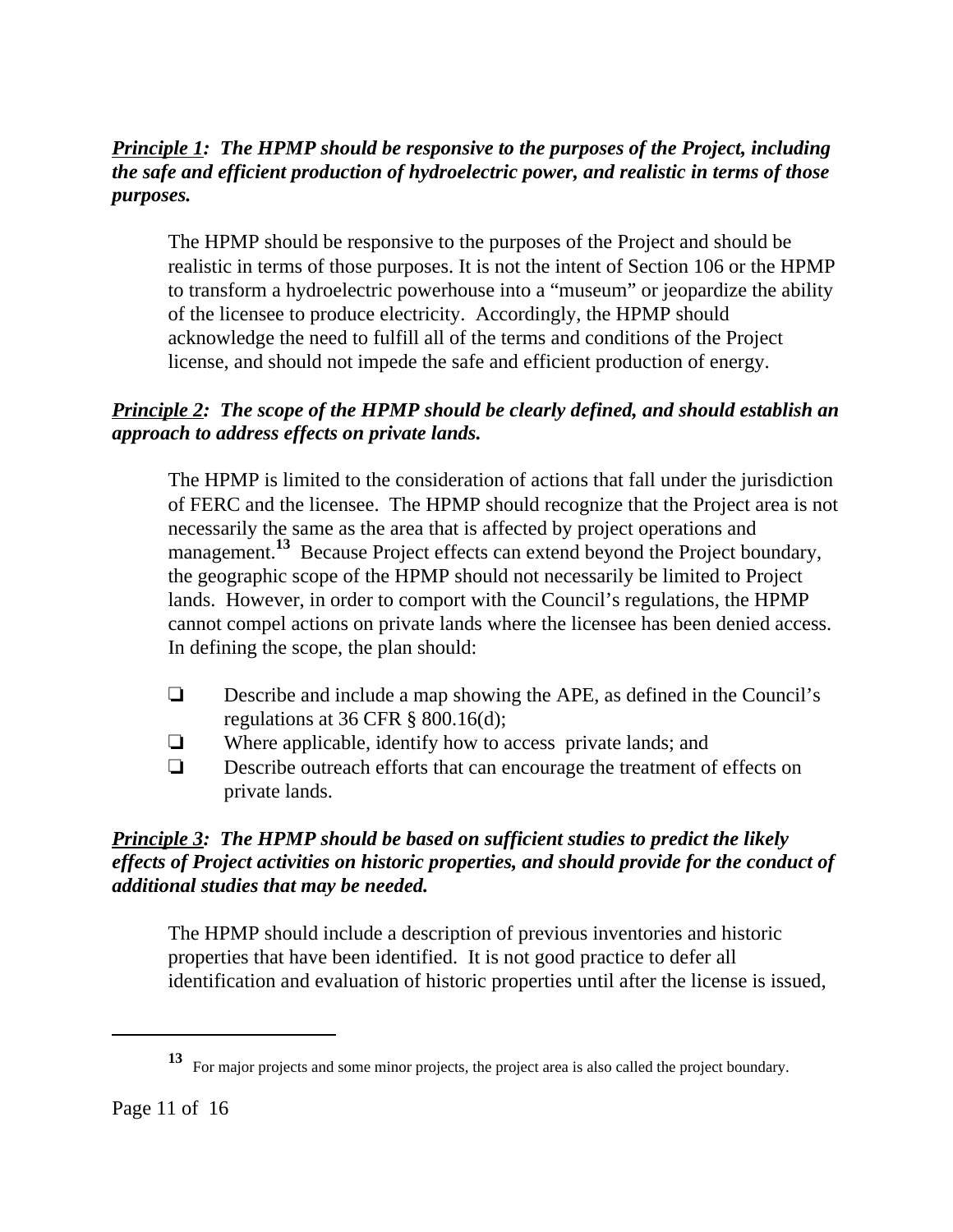***<u>Principle 1</u>*: *The HPMP should be responsive to the purposes of the Project, including the safe and efficient production of hydroelectric power, and realistic in terms of those purposes.***

The HPMP should be responsive to the purposes of the Project and should be realistic in terms of those purposes. It is not the intent of Section 106 or the HPMP to transform a hydroelectric powerhouse into a "museum" or jeopardize the ability of the licensee to produce electricity. Accordingly, the HPMP should acknowledge the need to fulfill all of the terms and conditions of the Project license, and should not impede the safe and efficient production of energy.

***<u>Principle 2</u>*: *The scope of the HPMP should be clearly defined, and should establish an approach to address effects on private lands.***

The HPMP is limited to the consideration of actions that fall under the jurisdiction of FERC and the licensee. The HPMP should recognize that the Project area is not necessarily the same as the area that is affected by project operations and management.[13] Because Project effects can extend beyond the Project boundary, the geographic scope of the HPMP should not necessarily be limited to Project lands. However, in order to comport with the Council's regulations, the HPMP cannot compel actions on private lands where the licensee has been denied access. In defining the scope, the plan should:

- ❏ Describe and include a map showing the APE, as defined in the Council's regulations at 36 CFR § 800.16(d);
- ❏ Where applicable, identify how to access private lands; and
- ❏ Describe outreach efforts that can encourage the treatment of effects on private lands.

***<u>Principle 3</u>*: *The HPMP should be based on sufficient studies to predict the likely effects of Project activities on historic properties, and should provide for the conduct of additional studies that may be needed.***

The HPMP should include a description of previous inventories and historic properties that have been identified. It is not good practice to defer all identification and evaluation of historic properties until after the license is issued,

---

[13] For major projects and some minor projects, the project area is also called the project boundary.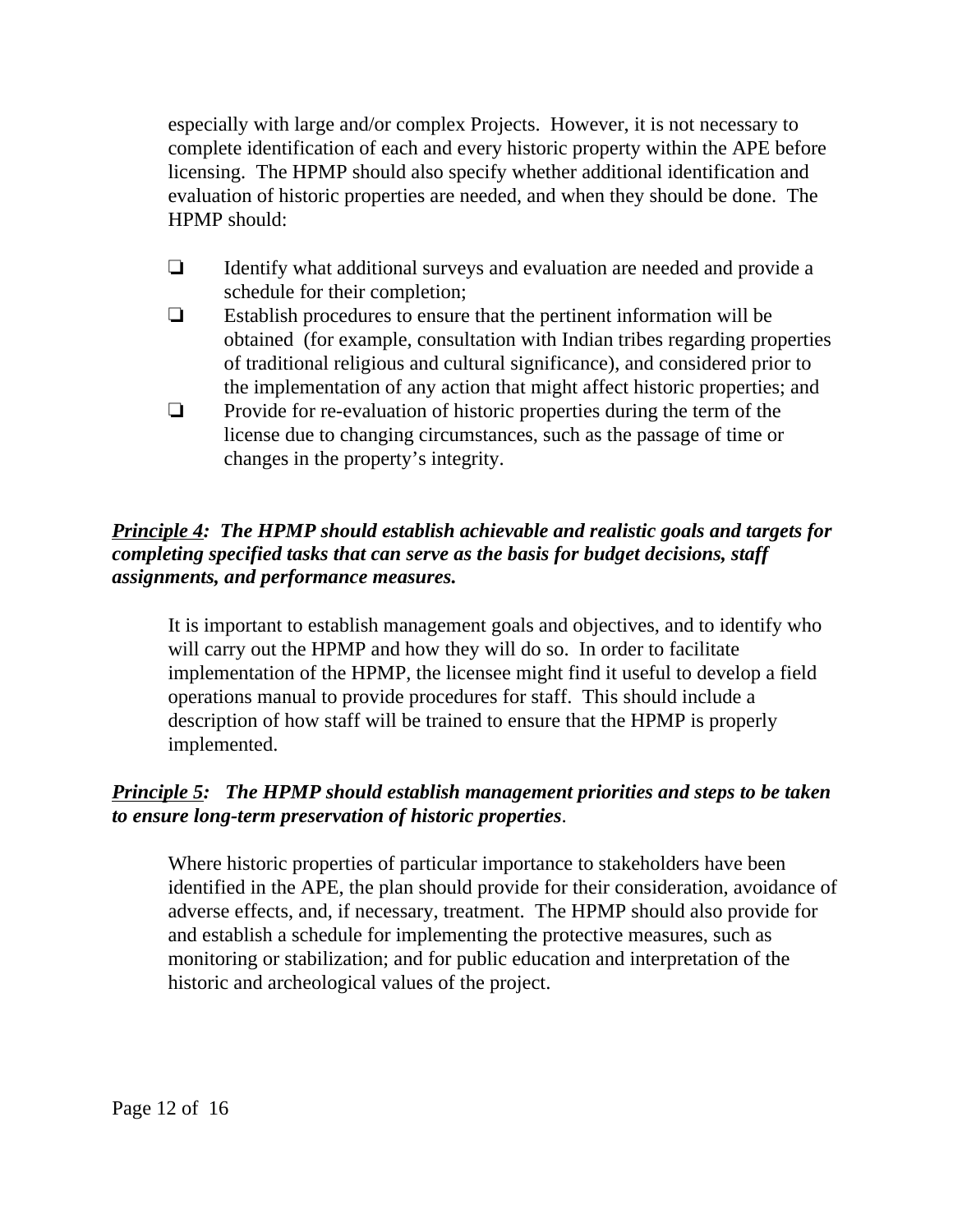especially with large and/or complex Projects.  However, it is not necessary to complete identification of each and every historic property within the APE before licensing.  The HPMP should also specify whether additional identification and evaluation of historic properties are needed, and when they should be done.  The HPMP should:

- ❏ Identify what additional surveys and evaluation are needed and provide a schedule for their completion;
- ❏ Establish procedures to ensure that the pertinent information will be obtained  (for example, consultation with Indian tribes regarding properties of traditional religious and cultural significance), and considered prior to the implementation of any action that might affect historic properties; and
- ❏ Provide for re-evaluation of historic properties during the term of the license due to changing circumstances, such as the passage of time or changes in the property's integrity.

***<u>Principle 4</u>:  The HPMP should establish achievable and realistic goals and targets for completing specified tasks that can serve as the basis for budget decisions, staff assignments, and performance measures.***

It is important to establish management goals and objectives, and to identify who will carry out the HPMP and how they will do so.  In order to facilitate implementation of the HPMP, the licensee might find it useful to develop a field operations manual to provide procedures for staff.  This should include a description of how staff will be trained to ensure that the HPMP is properly implemented.

***<u>Principle 5</u>:   The HPMP should establish management priorities and steps to be taken to ensure long-term preservation of historic properties***.

Where historic properties of particular importance to stakeholders have been identified in the APE, the plan should provide for their consideration, avoidance of adverse effects, and, if necessary, treatment.  The HPMP should also provide for and establish a schedule for implementing the protective measures, such as monitoring or stabilization; and for public education and interpretation of the historic and archeological values of the project.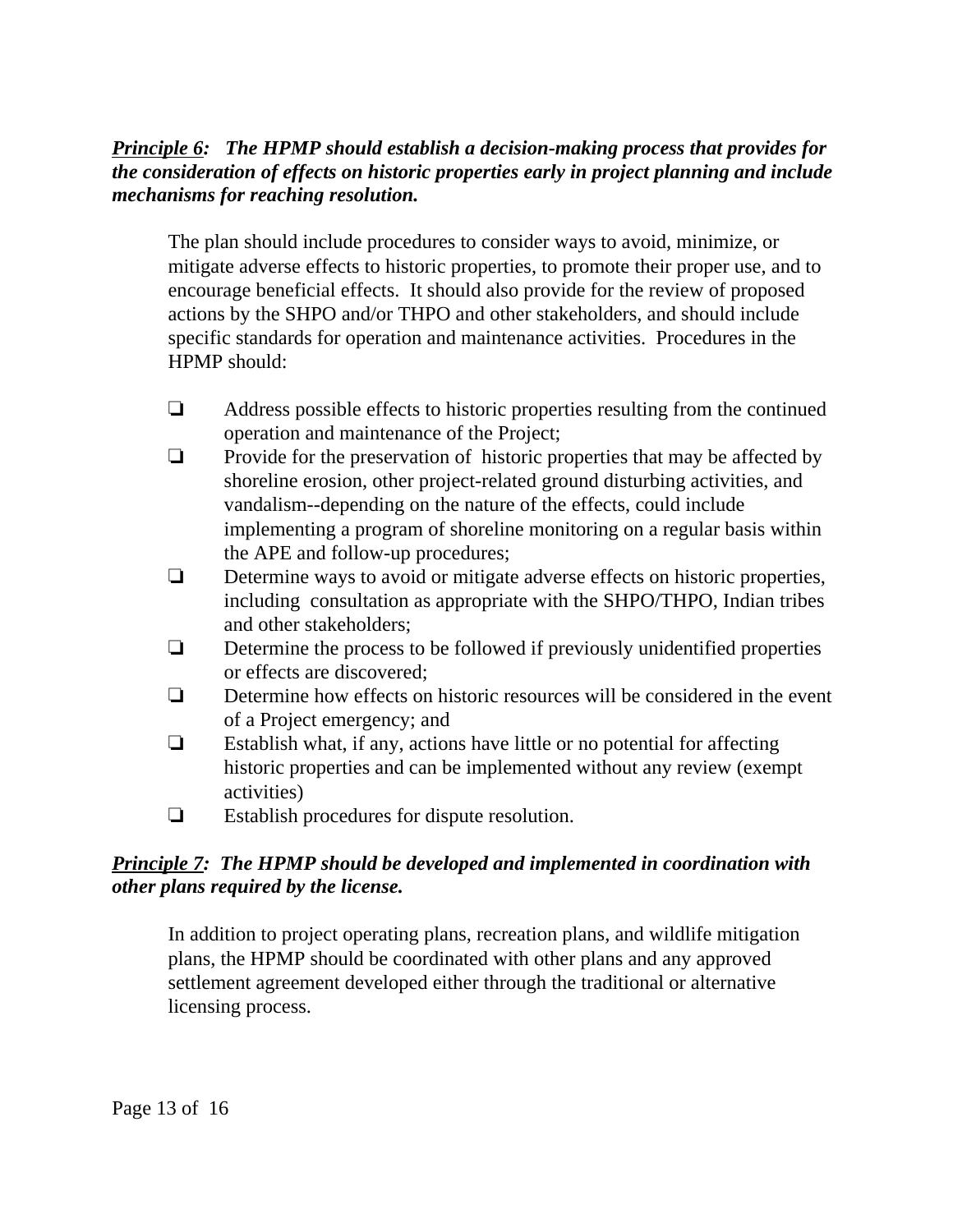***<u>Principle 6</u>*: The HPMP should establish a decision-making process that provides for the consideration of effects on historic properties early in project planning and include mechanisms for reaching resolution.**

The plan should include procedures to consider ways to avoid, minimize, or mitigate adverse effects to historic properties, to promote their proper use, and to encourage beneficial effects. It should also provide for the review of proposed actions by the SHPO and/or THPO and other stakeholders, and should include specific standards for operation and maintenance activities. Procedures in the HPMP should:

- ❏ Address possible effects to historic properties resulting from the continued operation and maintenance of the Project;
- ❏ Provide for the preservation of historic properties that may be affected by shoreline erosion, other project-related ground disturbing activities, and vandalism--depending on the nature of the effects, could include implementing a program of shoreline monitoring on a regular basis within the APE and follow-up procedures;
- ❏ Determine ways to avoid or mitigate adverse effects on historic properties, including consultation as appropriate with the SHPO/THPO, Indian tribes and other stakeholders;
- ❏ Determine the process to be followed if previously unidentified properties or effects are discovered;
- ❏ Determine how effects on historic resources will be considered in the event of a Project emergency; and
- ❏ Establish what, if any, actions have little or no potential for affecting historic properties and can be implemented without any review (exempt activities)
- ❏ Establish procedures for dispute resolution.

***<u>Principle 7</u>*: The HPMP should be developed and implemented in coordination with other plans required by the license.**

In addition to project operating plans, recreation plans, and wildlife mitigation plans, the HPMP should be coordinated with other plans and any approved settlement agreement developed either through the traditional or alternative licensing process.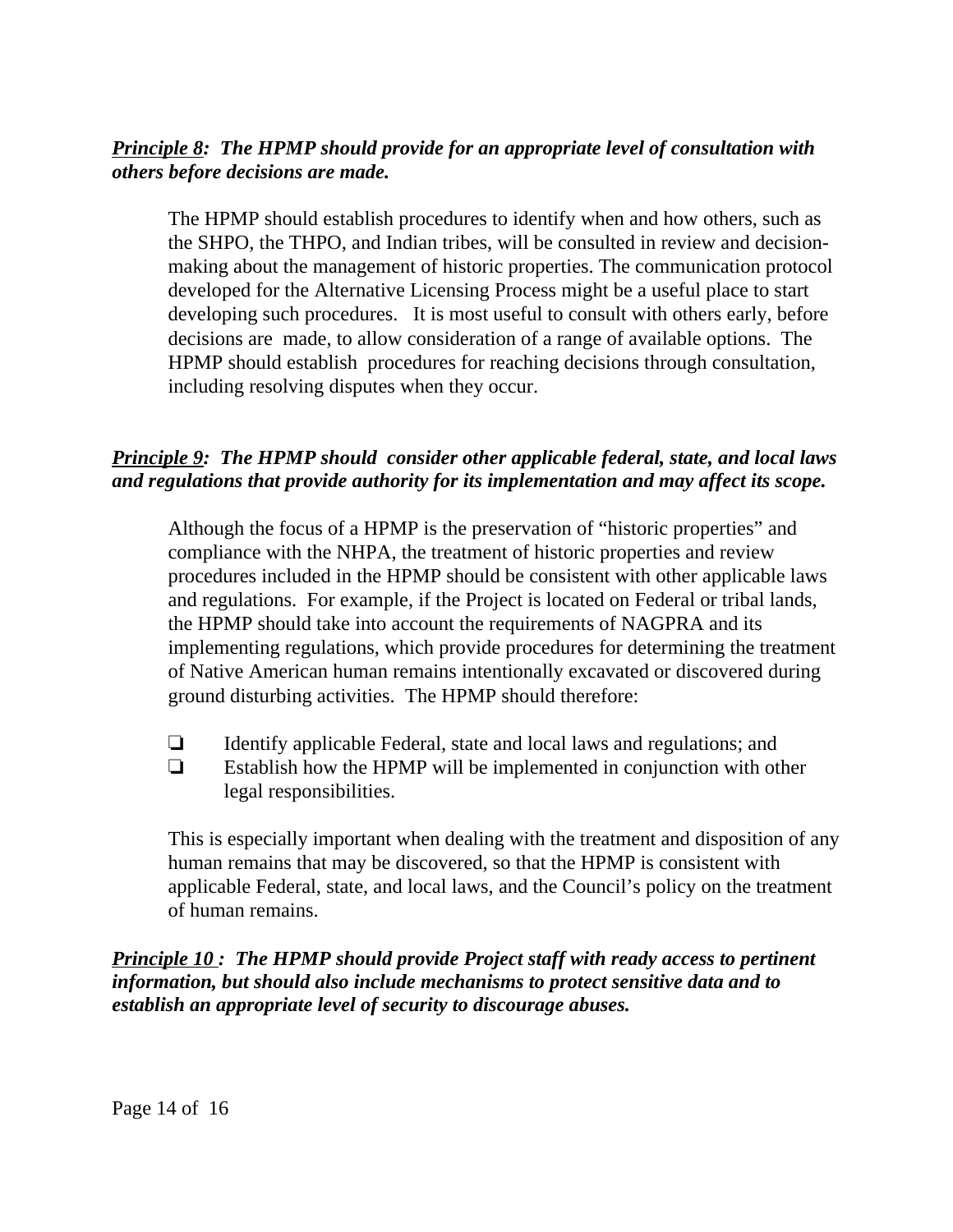***Principle 8*: The HPMP should provide for an appropriate level of consultation with others before decisions are made.**

The HPMP should establish procedures to identify when and how others, such as the SHPO, the THPO, and Indian tribes, will be consulted in review and decision-making about the management of historic properties. The communication protocol developed for the Alternative Licensing Process might be a useful place to start developing such procedures. It is most useful to consult with others early, before decisions are made, to allow consideration of a range of available options. The HPMP should establish procedures for reaching decisions through consultation, including resolving disputes when they occur.

***Principle 9*: The HPMP should consider other applicable federal, state, and local laws and regulations that provide authority for its implementation and may affect its scope.**

Although the focus of a HPMP is the preservation of "historic properties" and compliance with the NHPA, the treatment of historic properties and review procedures included in the HPMP should be consistent with other applicable laws and regulations. For example, if the Project is located on Federal or tribal lands, the HPMP should take into account the requirements of NAGPRA and its implementing regulations, which provide procedures for determining the treatment of Native American human remains intentionally excavated or discovered during ground disturbing activities. The HPMP should therefore:

- ❏ Identify applicable Federal, state and local laws and regulations; and
- ❏ Establish how the HPMP will be implemented in conjunction with other legal responsibilities.

This is especially important when dealing with the treatment and disposition of any human remains that may be discovered, so that the HPMP is consistent with applicable Federal, state, and local laws, and the Council's policy on the treatment of human remains.

***Principle 10* : The HPMP should provide Project staff with ready access to pertinent information, but should also include mechanisms to protect sensitive data and to establish an appropriate level of security to discourage abuses.**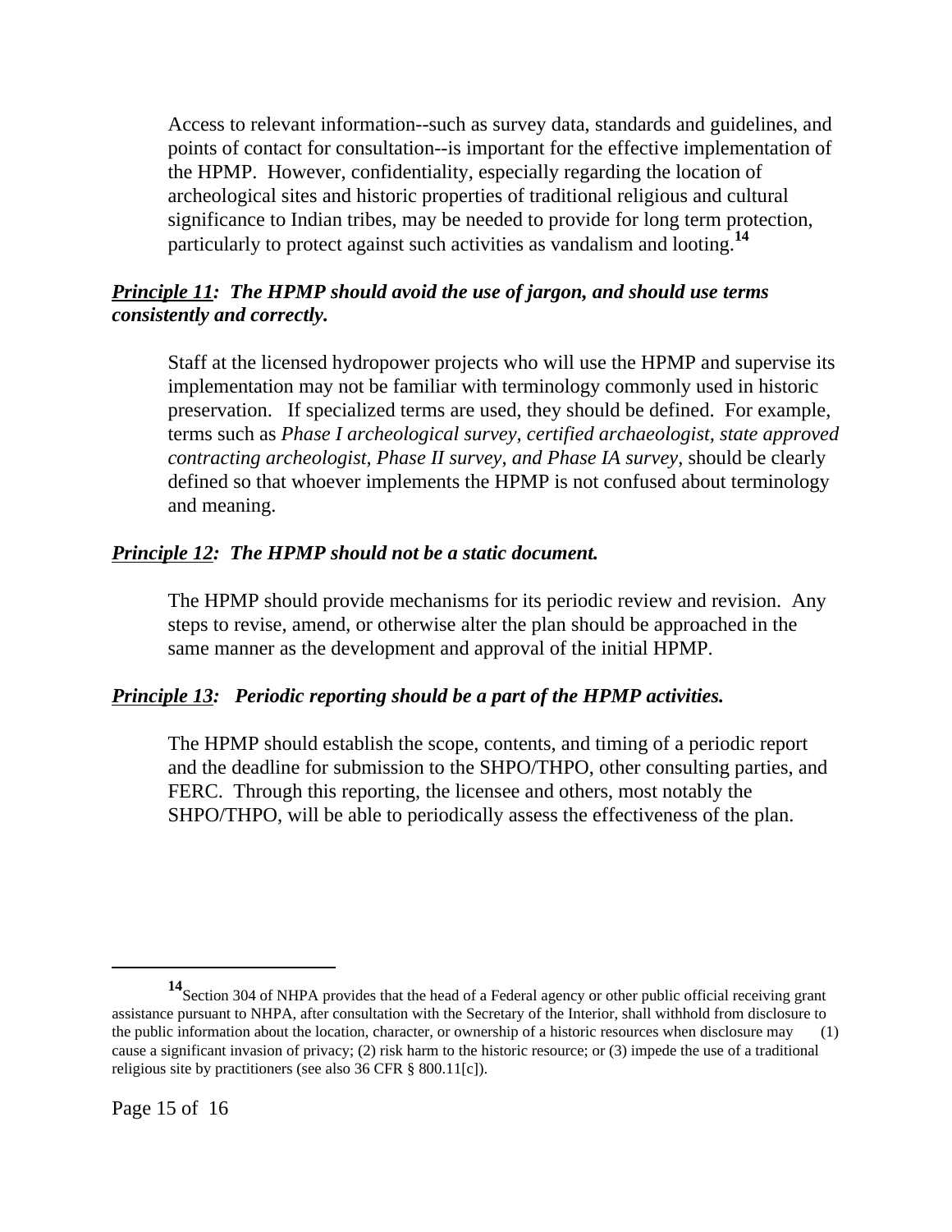Access to relevant information--such as survey data, standards and guidelines, and points of contact for consultation--is important for the effective implementation of the HPMP. However, confidentiality, especially regarding the location of archeological sites and historic properties of traditional religious and cultural significance to Indian tribes, may be needed to provide for long term protection, particularly to protect against such activities as vandalism and looting.[14]

***Principle 11*: The HPMP should avoid the use of jargon, and should use terms consistently and correctly.**

Staff at the licensed hydropower projects who will use the HPMP and supervise its implementation may not be familiar with terminology commonly used in historic preservation. If specialized terms are used, they should be defined. For example, terms such as *Phase I archeological survey, certified archaeologist, state approved contracting archeologist, Phase II survey, and Phase IA survey*, should be clearly defined so that whoever implements the HPMP is not confused about terminology and meaning.

***Principle 12*: The HPMP should not be a static document.**

The HPMP should provide mechanisms for its periodic review and revision. Any steps to revise, amend, or otherwise alter the plan should be approached in the same manner as the development and approval of the initial HPMP.

***Principle 13*: Periodic reporting should be a part of the HPMP activities.**

The HPMP should establish the scope, contents, and timing of a periodic report and the deadline for submission to the SHPO/THPO, other consulting parties, and FERC. Through this reporting, the licensee and others, most notably the SHPO/THPO, will be able to periodically assess the effectiveness of the plan.

---

[14] Section 304 of NHPA provides that the head of a Federal agency or other public official receiving grant assistance pursuant to NHPA, after consultation with the Secretary of the Interior, shall withhold from disclosure to the public information about the location, character, or ownership of a historic resources when disclosure may (1) cause a significant invasion of privacy; (2) risk harm to the historic resource; or (3) impede the use of a traditional religious site by practitioners (see also 36 CFR § 800.11[c]).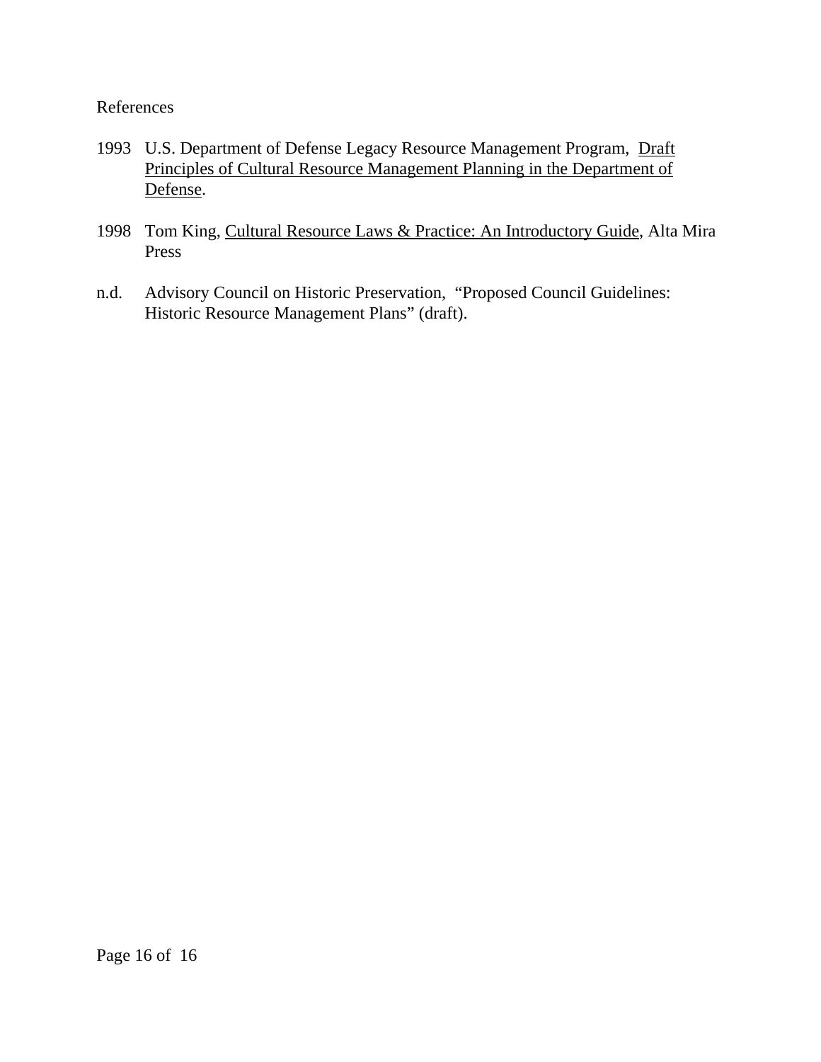References

1993 U.S. Department of Defense Legacy Resource Management Program, Draft Principles of Cultural Resource Management Planning in the Department of Defense.

1998 Tom King, Cultural Resource Laws & Practice: An Introductory Guide, Alta Mira Press

n.d. Advisory Council on Historic Preservation, "Proposed Council Guidelines: Historic Resource Management Plans" (draft).